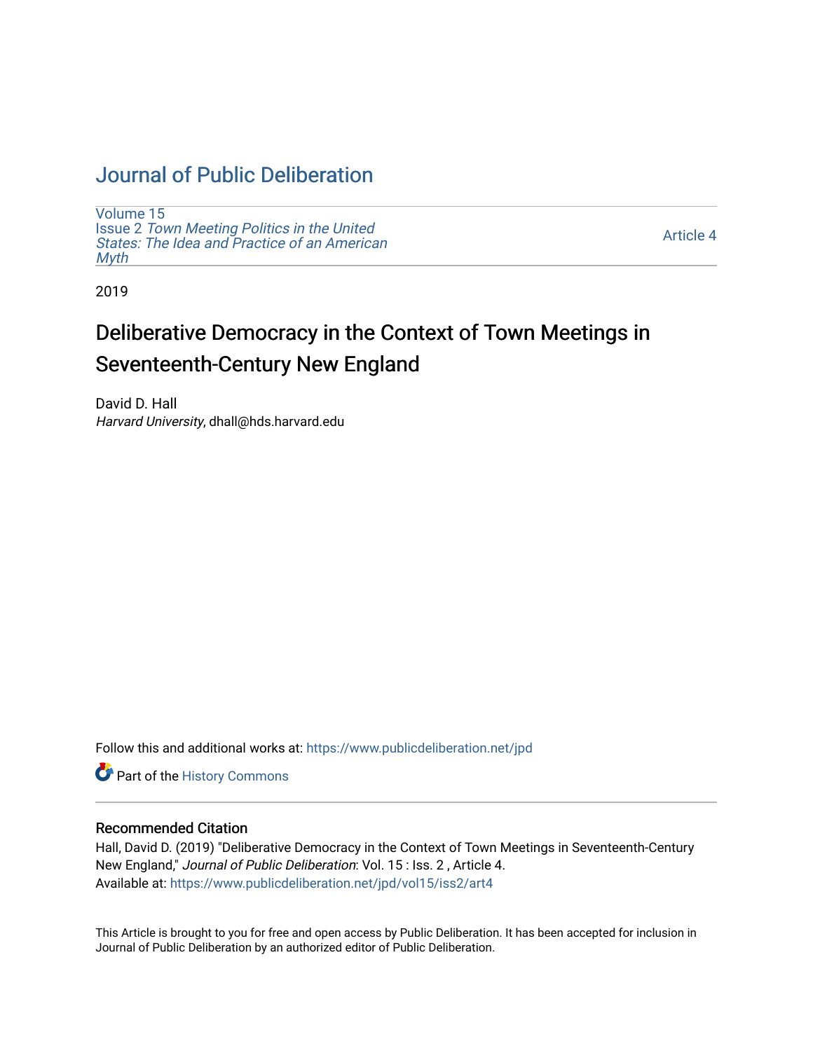# Journal of Public Deliberation

Volume 15
Issue 2 *Town Meeting Politics in the United States: The Idea and Practice of an American Myth*

Article 4

2019

## Deliberative Democracy in the Context of Town Meetings in Seventeenth-Century New England

David D. Hall
*Harvard University*, dhall@hds.harvard.edu

Follow this and additional works at: https://www.publicdeliberation.net/jpd

Part of the History Commons

### Recommended Citation

Hall, David D. (2019) "Deliberative Democracy in the Context of Town Meetings in Seventeenth-Century New England," *Journal of Public Deliberation*: Vol. 15 : Iss. 2 , Article 4.
Available at: https://www.publicdeliberation.net/jpd/vol15/iss2/art4

This Article is brought to you for free and open access by Public Deliberation. It has been accepted for inclusion in Journal of Public Deliberation by an authorized editor of Public Deliberation.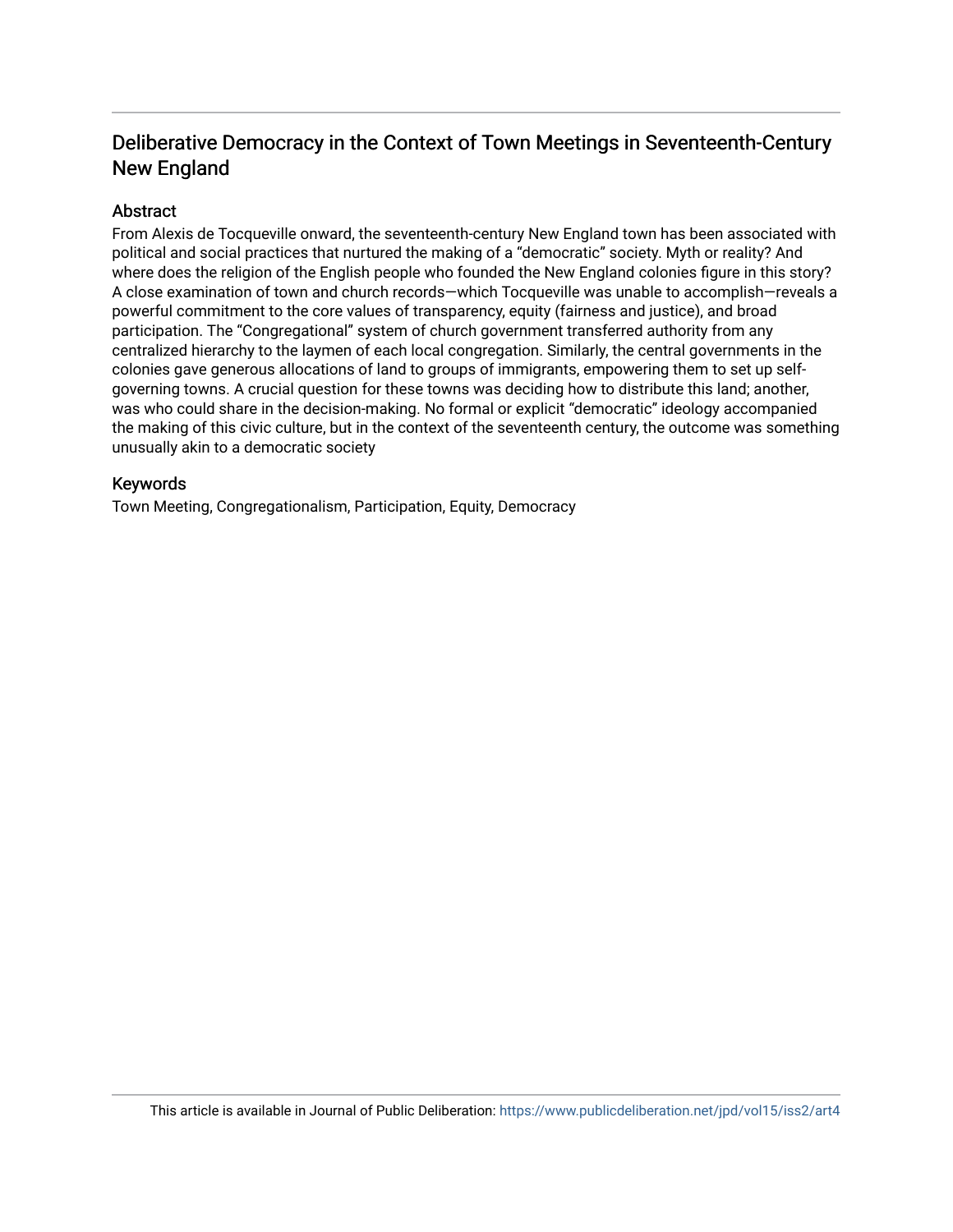# Deliberative Democracy in the Context of Town Meetings in Seventeenth-Century New England

## Abstract

From Alexis de Tocqueville onward, the seventeenth-century New England town has been associated with political and social practices that nurtured the making of a "democratic" society. Myth or reality? And where does the religion of the English people who founded the New England colonies figure in this story? A close examination of town and church records—which Tocqueville was unable to accomplish—reveals a powerful commitment to the core values of transparency, equity (fairness and justice), and broad participation. The "Congregational" system of church government transferred authority from any centralized hierarchy to the laymen of each local congregation. Similarly, the central governments in the colonies gave generous allocations of land to groups of immigrants, empowering them to set up self-governing towns. A crucial question for these towns was deciding how to distribute this land; another, was who could share in the decision-making. No formal or explicit "democratic" ideology accompanied the making of this civic culture, but in the context of the seventeenth century, the outcome was something unusually akin to a democratic society

## Keywords

Town Meeting, Congregationalism, Participation, Equity, Democracy

This article is available in Journal of Public Deliberation: https://www.publicdeliberation.net/jpd/vol15/iss2/art4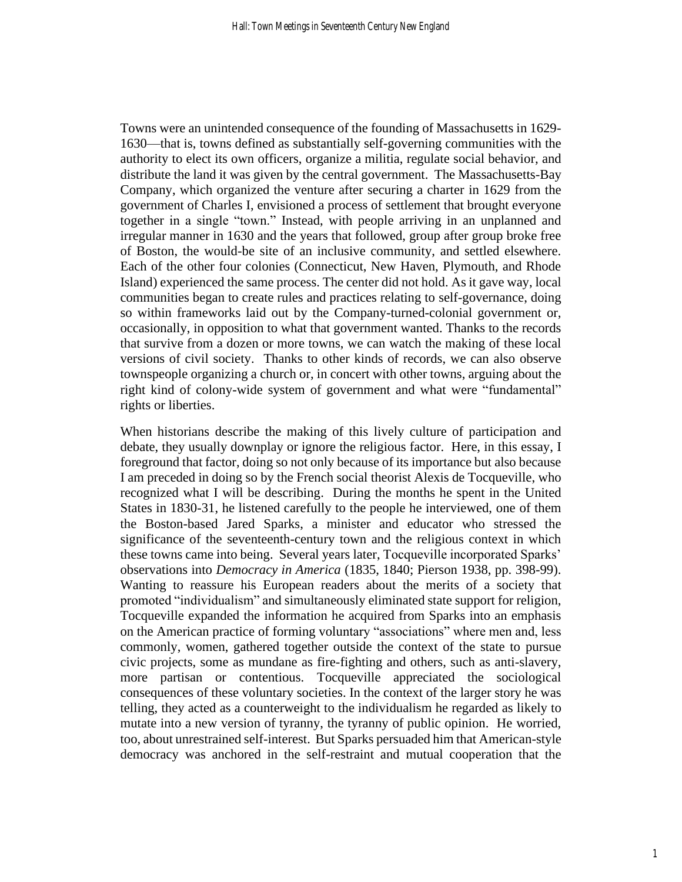Towns were an unintended consequence of the founding of Massachusetts in 1629-1630—that is, towns defined as substantially self-governing communities with the authority to elect its own officers, organize a militia, regulate social behavior, and distribute the land it was given by the central government. The Massachusetts-Bay Company, which organized the venture after securing a charter in 1629 from the government of Charles I, envisioned a process of settlement that brought everyone together in a single "town." Instead, with people arriving in an unplanned and irregular manner in 1630 and the years that followed, group after group broke free of Boston, the would-be site of an inclusive community, and settled elsewhere. Each of the other four colonies (Connecticut, New Haven, Plymouth, and Rhode Island) experienced the same process. The center did not hold. As it gave way, local communities began to create rules and practices relating to self-governance, doing so within frameworks laid out by the Company-turned-colonial government or, occasionally, in opposition to what that government wanted. Thanks to the records that survive from a dozen or more towns, we can watch the making of these local versions of civil society. Thanks to other kinds of records, we can also observe townspeople organizing a church or, in concert with other towns, arguing about the right kind of colony-wide system of government and what were "fundamental" rights or liberties.

When historians describe the making of this lively culture of participation and debate, they usually downplay or ignore the religious factor. Here, in this essay, I foreground that factor, doing so not only because of its importance but also because I am preceded in doing so by the French social theorist Alexis de Tocqueville, who recognized what I will be describing. During the months he spent in the United States in 1830-31, he listened carefully to the people he interviewed, one of them the Boston-based Jared Sparks, a minister and educator who stressed the significance of the seventeenth-century town and the religious context in which these towns came into being. Several years later, Tocqueville incorporated Sparks' observations into *Democracy in America* (1835, 1840; Pierson 1938, pp. 398-99). Wanting to reassure his European readers about the merits of a society that promoted "individualism" and simultaneously eliminated state support for religion, Tocqueville expanded the information he acquired from Sparks into an emphasis on the American practice of forming voluntary "associations" where men and, less commonly, women, gathered together outside the context of the state to pursue civic projects, some as mundane as fire-fighting and others, such as anti-slavery, more partisan or contentious. Tocqueville appreciated the sociological consequences of these voluntary societies. In the context of the larger story he was telling, they acted as a counterweight to the individualism he regarded as likely to mutate into a new version of tyranny, the tyranny of public opinion. He worried, too, about unrestrained self-interest. But Sparks persuaded him that American-style democracy was anchored in the self-restraint and mutual cooperation that the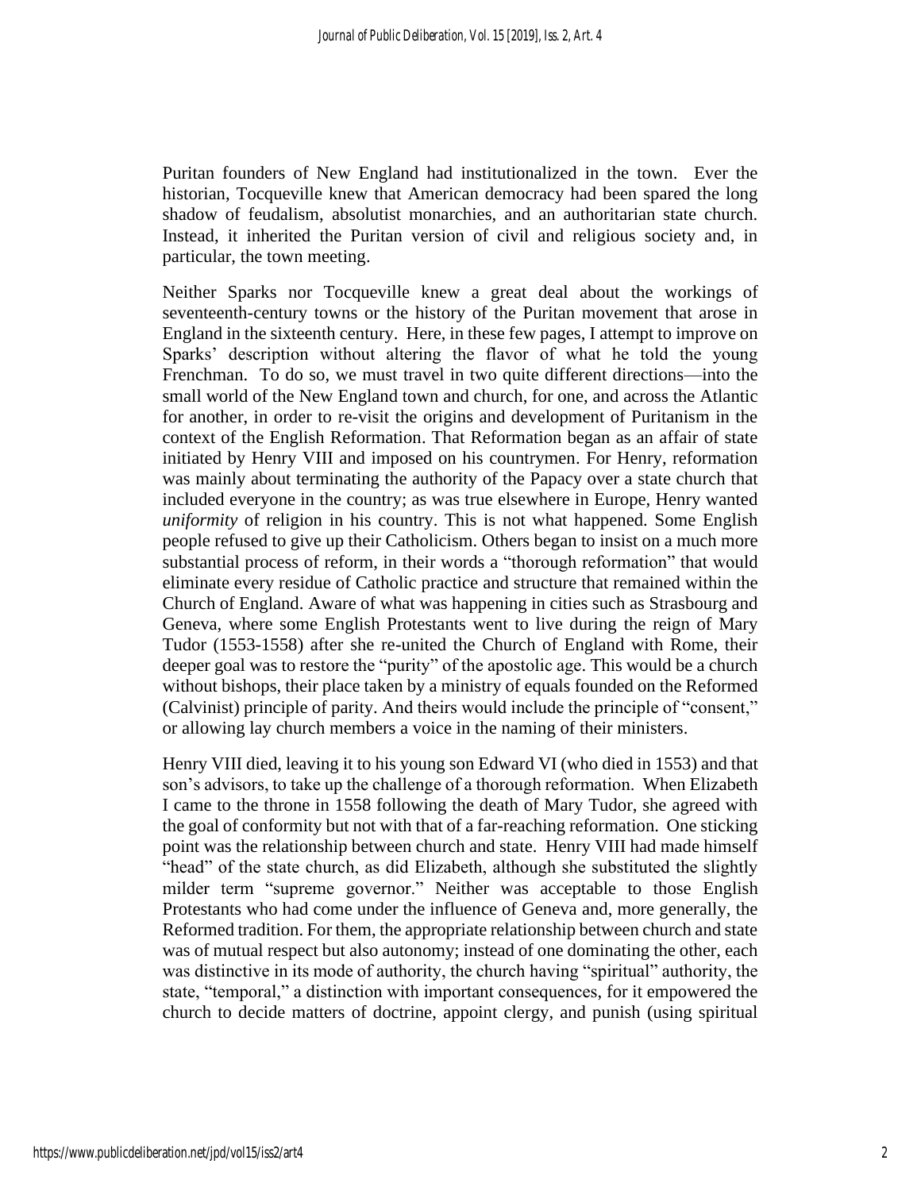Puritan founders of New England had institutionalized in the town. Ever the historian, Tocqueville knew that American democracy had been spared the long shadow of feudalism, absolutist monarchies, and an authoritarian state church. Instead, it inherited the Puritan version of civil and religious society and, in particular, the town meeting.

Neither Sparks nor Tocqueville knew a great deal about the workings of seventeenth-century towns or the history of the Puritan movement that arose in England in the sixteenth century. Here, in these few pages, I attempt to improve on Sparks' description without altering the flavor of what he told the young Frenchman. To do so, we must travel in two quite different directions—into the small world of the New England town and church, for one, and across the Atlantic for another, in order to re-visit the origins and development of Puritanism in the context of the English Reformation. That Reformation began as an affair of state initiated by Henry VIII and imposed on his countrymen. For Henry, reformation was mainly about terminating the authority of the Papacy over a state church that included everyone in the country; as was true elsewhere in Europe, Henry wanted *uniformity* of religion in his country. This is not what happened. Some English people refused to give up their Catholicism. Others began to insist on a much more substantial process of reform, in their words a "thorough reformation" that would eliminate every residue of Catholic practice and structure that remained within the Church of England. Aware of what was happening in cities such as Strasbourg and Geneva, where some English Protestants went to live during the reign of Mary Tudor (1553-1558) after she re-united the Church of England with Rome, their deeper goal was to restore the "purity" of the apostolic age. This would be a church without bishops, their place taken by a ministry of equals founded on the Reformed (Calvinist) principle of parity. And theirs would include the principle of "consent," or allowing lay church members a voice in the naming of their ministers.

Henry VIII died, leaving it to his young son Edward VI (who died in 1553) and that son's advisors, to take up the challenge of a thorough reformation. When Elizabeth I came to the throne in 1558 following the death of Mary Tudor, she agreed with the goal of conformity but not with that of a far-reaching reformation. One sticking point was the relationship between church and state. Henry VIII had made himself "head" of the state church, as did Elizabeth, although she substituted the slightly milder term "supreme governor." Neither was acceptable to those English Protestants who had come under the influence of Geneva and, more generally, the Reformed tradition. For them, the appropriate relationship between church and state was of mutual respect but also autonomy; instead of one dominating the other, each was distinctive in its mode of authority, the church having "spiritual" authority, the state, "temporal," a distinction with important consequences, for it empowered the church to decide matters of doctrine, appoint clergy, and punish (using spiritual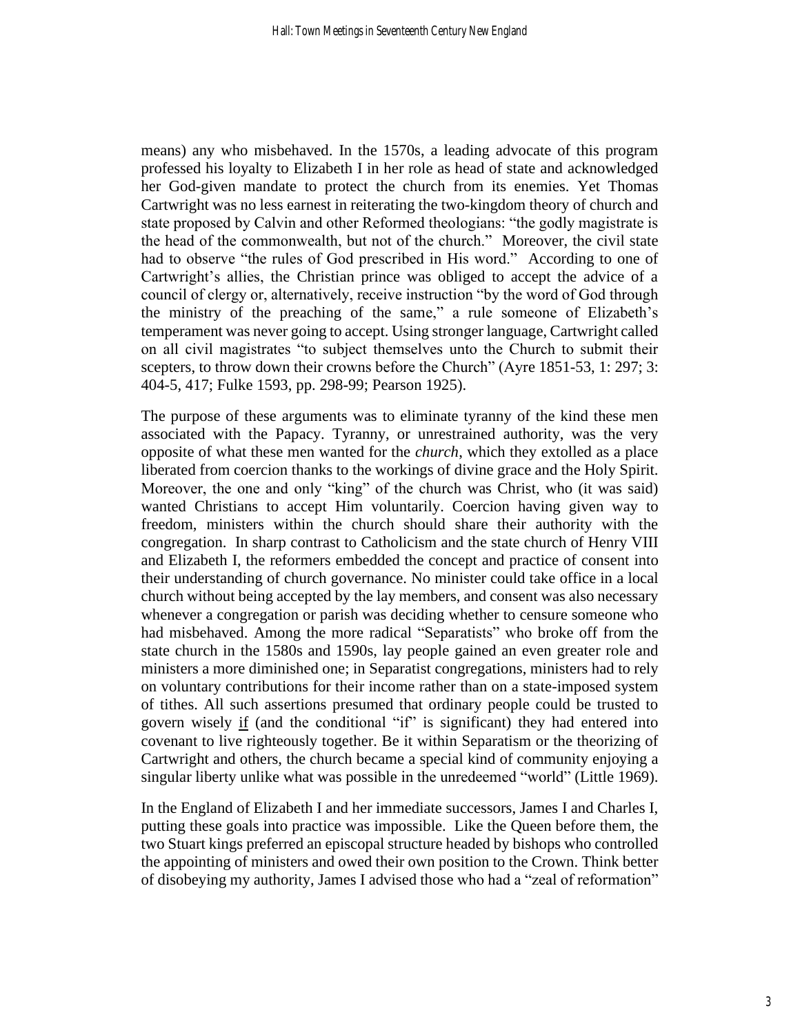means) any who misbehaved. In the 1570s, a leading advocate of this program professed his loyalty to Elizabeth I in her role as head of state and acknowledged her God-given mandate to protect the church from its enemies. Yet Thomas Cartwright was no less earnest in reiterating the two-kingdom theory of church and state proposed by Calvin and other Reformed theologians: "the godly magistrate is the head of the commonwealth, but not of the church." Moreover, the civil state had to observe "the rules of God prescribed in His word." According to one of Cartwright's allies, the Christian prince was obliged to accept the advice of a council of clergy or, alternatively, receive instruction "by the word of God through the ministry of the preaching of the same," a rule someone of Elizabeth's temperament was never going to accept. Using stronger language, Cartwright called on all civil magistrates "to subject themselves unto the Church to submit their scepters, to throw down their crowns before the Church" (Ayre 1851-53, 1: 297; 3: 404-5, 417; Fulke 1593, pp. 298-99; Pearson 1925).

The purpose of these arguments was to eliminate tyranny of the kind these men associated with the Papacy. Tyranny, or unrestrained authority, was the very opposite of what these men wanted for the *church*, which they extolled as a place liberated from coercion thanks to the workings of divine grace and the Holy Spirit. Moreover, the one and only "king" of the church was Christ, who (it was said) wanted Christians to accept Him voluntarily. Coercion having given way to freedom, ministers within the church should share their authority with the congregation. In sharp contrast to Catholicism and the state church of Henry VIII and Elizabeth I, the reformers embedded the concept and practice of consent into their understanding of church governance. No minister could take office in a local church without being accepted by the lay members, and consent was also necessary whenever a congregation or parish was deciding whether to censure someone who had misbehaved. Among the more radical "Separatists" who broke off from the state church in the 1580s and 1590s, lay people gained an even greater role and ministers a more diminished one; in Separatist congregations, ministers had to rely on voluntary contributions for their income rather than on a state-imposed system of tithes. All such assertions presumed that ordinary people could be trusted to govern wisely <u>if</u> (and the conditional "if" is significant) they had entered into covenant to live righteously together. Be it within Separatism or the theorizing of Cartwright and others, the church became a special kind of community enjoying a singular liberty unlike what was possible in the unredeemed "world" (Little 1969).

In the England of Elizabeth I and her immediate successors, James I and Charles I, putting these goals into practice was impossible. Like the Queen before them, the two Stuart kings preferred an episcopal structure headed by bishops who controlled the appointing of ministers and owed their own position to the Crown. Think better of disobeying my authority, James I advised those who had a "zeal of reformation"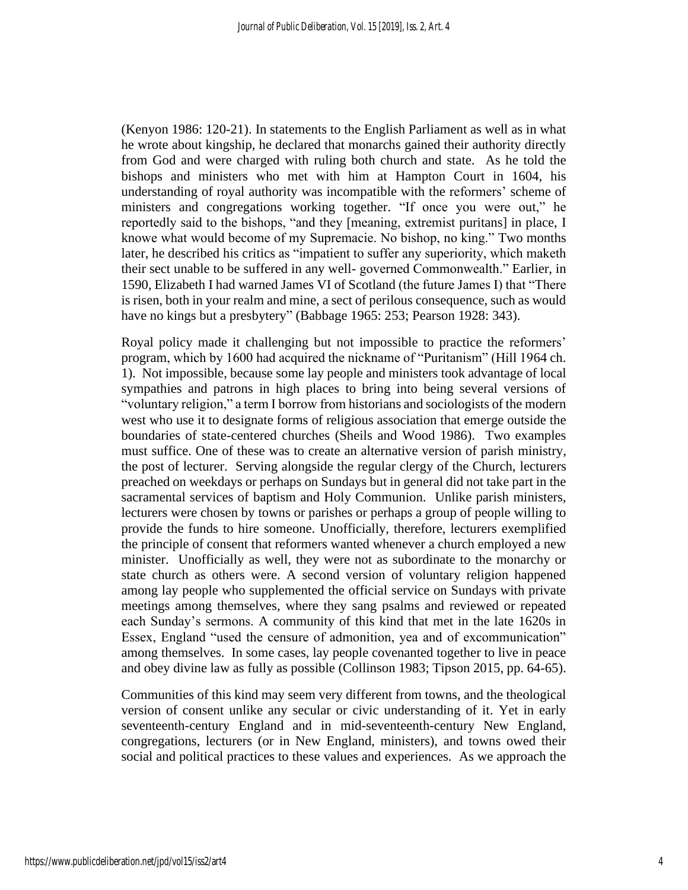(Kenyon 1986: 120-21). In statements to the English Parliament as well as in what he wrote about kingship, he declared that monarchs gained their authority directly from God and were charged with ruling both church and state. As he told the bishops and ministers who met with him at Hampton Court in 1604, his understanding of royal authority was incompatible with the reformers' scheme of ministers and congregations working together. "If once you were out," he reportedly said to the bishops, "and they [meaning, extremist puritans] in place, I knowe what would become of my Supremacie. No bishop, no king." Two months later, he described his critics as "impatient to suffer any superiority, which maketh their sect unable to be suffered in any well- governed Commonwealth." Earlier, in 1590, Elizabeth I had warned James VI of Scotland (the future James I) that "There is risen, both in your realm and mine, a sect of perilous consequence, such as would have no kings but a presbytery" (Babbage 1965: 253; Pearson 1928: 343).

Royal policy made it challenging but not impossible to practice the reformers' program, which by 1600 had acquired the nickname of "Puritanism" (Hill 1964 ch. 1). Not impossible, because some lay people and ministers took advantage of local sympathies and patrons in high places to bring into being several versions of "voluntary religion," a term I borrow from historians and sociologists of the modern west who use it to designate forms of religious association that emerge outside the boundaries of state-centered churches (Sheils and Wood 1986). Two examples must suffice. One of these was to create an alternative version of parish ministry, the post of lecturer. Serving alongside the regular clergy of the Church, lecturers preached on weekdays or perhaps on Sundays but in general did not take part in the sacramental services of baptism and Holy Communion. Unlike parish ministers, lecturers were chosen by towns or parishes or perhaps a group of people willing to provide the funds to hire someone. Unofficially, therefore, lecturers exemplified the principle of consent that reformers wanted whenever a church employed a new minister. Unofficially as well, they were not as subordinate to the monarchy or state church as others were. A second version of voluntary religion happened among lay people who supplemented the official service on Sundays with private meetings among themselves, where they sang psalms and reviewed or repeated each Sunday's sermons. A community of this kind that met in the late 1620s in Essex, England "used the censure of admonition, yea and of excommunication" among themselves. In some cases, lay people covenanted together to live in peace and obey divine law as fully as possible (Collinson 1983; Tipson 2015, pp. 64-65).

Communities of this kind may seem very different from towns, and the theological version of consent unlike any secular or civic understanding of it. Yet in early seventeenth-century England and in mid-seventeenth-century New England, congregations, lecturers (or in New England, ministers), and towns owed their social and political practices to these values and experiences. As we approach the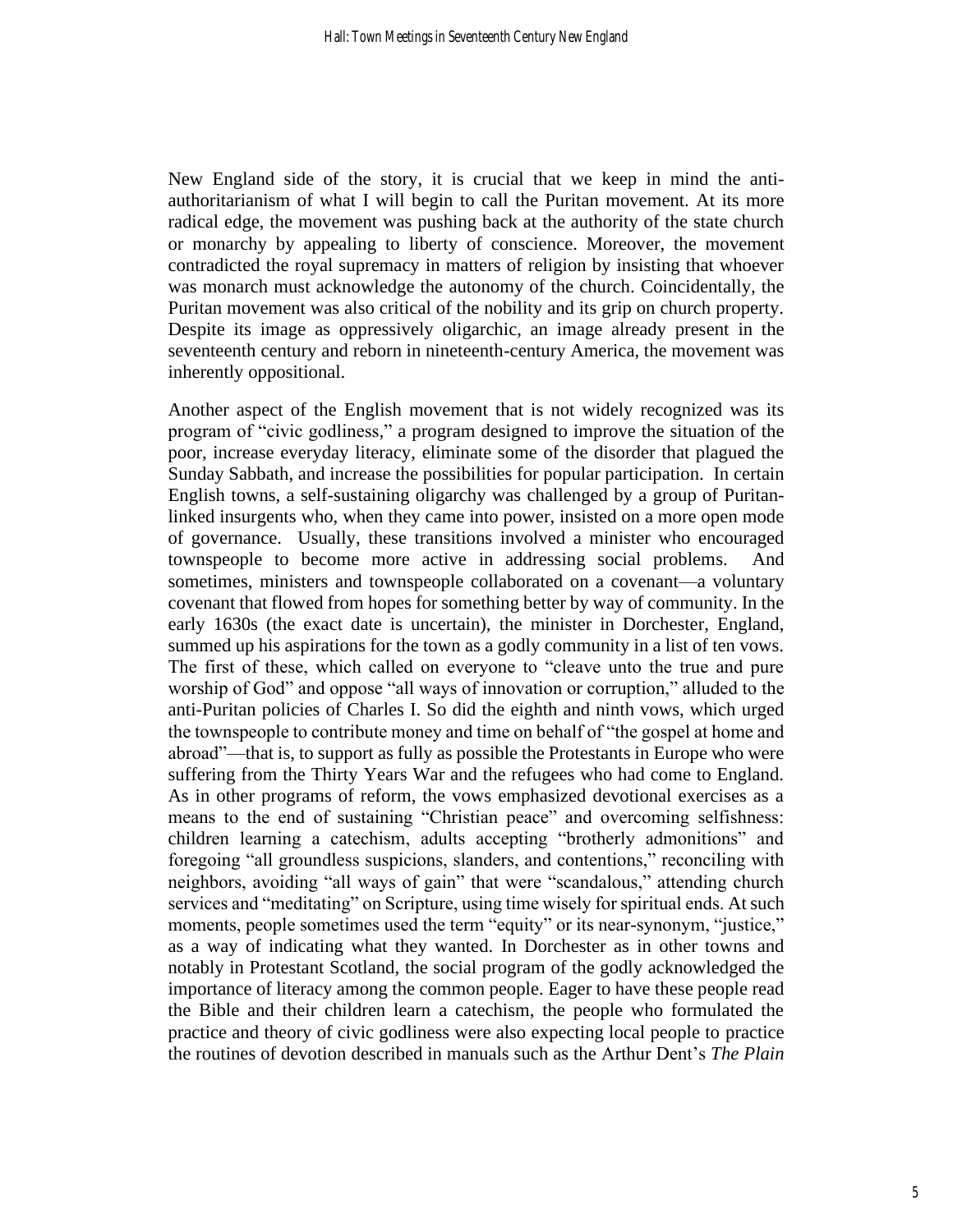New England side of the story, it is crucial that we keep in mind the anti-authoritarianism of what I will begin to call the Puritan movement. At its more radical edge, the movement was pushing back at the authority of the state church or monarchy by appealing to liberty of conscience. Moreover, the movement contradicted the royal supremacy in matters of religion by insisting that whoever was monarch must acknowledge the autonomy of the church. Coincidentally, the Puritan movement was also critical of the nobility and its grip on church property. Despite its image as oppressively oligarchic, an image already present in the seventeenth century and reborn in nineteenth-century America, the movement was inherently oppositional.

Another aspect of the English movement that is not widely recognized was its program of "civic godliness," a program designed to improve the situation of the poor, increase everyday literacy, eliminate some of the disorder that plagued the Sunday Sabbath, and increase the possibilities for popular participation. In certain English towns, a self-sustaining oligarchy was challenged by a group of Puritan-linked insurgents who, when they came into power, insisted on a more open mode of governance. Usually, these transitions involved a minister who encouraged townspeople to become more active in addressing social problems. And sometimes, ministers and townspeople collaborated on a covenant—a voluntary covenant that flowed from hopes for something better by way of community. In the early 1630s (the exact date is uncertain), the minister in Dorchester, England, summed up his aspirations for the town as a godly community in a list of ten vows. The first of these, which called on everyone to "cleave unto the true and pure worship of God" and oppose "all ways of innovation or corruption," alluded to the anti-Puritan policies of Charles I. So did the eighth and ninth vows, which urged the townspeople to contribute money and time on behalf of "the gospel at home and abroad"—that is, to support as fully as possible the Protestants in Europe who were suffering from the Thirty Years War and the refugees who had come to England. As in other programs of reform, the vows emphasized devotional exercises as a means to the end of sustaining "Christian peace" and overcoming selfishness: children learning a catechism, adults accepting "brotherly admonitions" and foregoing "all groundless suspicions, slanders, and contentions," reconciling with neighbors, avoiding "all ways of gain" that were "scandalous," attending church services and "meditating" on Scripture, using time wisely for spiritual ends. At such moments, people sometimes used the term "equity" or its near-synonym, "justice," as a way of indicating what they wanted. In Dorchester as in other towns and notably in Protestant Scotland, the social program of the godly acknowledged the importance of literacy among the common people. Eager to have these people read the Bible and their children learn a catechism, the people who formulated the practice and theory of civic godliness were also expecting local people to practice the routines of devotion described in manuals such as the Arthur Dent's *The Plain*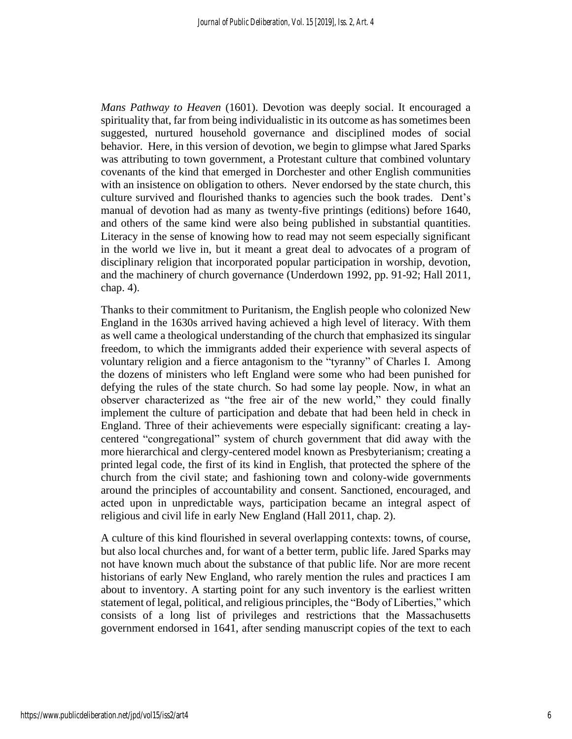*Mans Pathway to Heaven* (1601). Devotion was deeply social. It encouraged a spirituality that, far from being individualistic in its outcome as has sometimes been suggested, nurtured household governance and disciplined modes of social behavior. Here, in this version of devotion, we begin to glimpse what Jared Sparks was attributing to town government, a Protestant culture that combined voluntary covenants of the kind that emerged in Dorchester and other English communities with an insistence on obligation to others. Never endorsed by the state church, this culture survived and flourished thanks to agencies such the book trades. Dent's manual of devotion had as many as twenty-five printings (editions) before 1640, and others of the same kind were also being published in substantial quantities. Literacy in the sense of knowing how to read may not seem especially significant in the world we live in, but it meant a great deal to advocates of a program of disciplinary religion that incorporated popular participation in worship, devotion, and the machinery of church governance (Underdown 1992, pp. 91-92; Hall 2011, chap. 4).

Thanks to their commitment to Puritanism, the English people who colonized New England in the 1630s arrived having achieved a high level of literacy. With them as well came a theological understanding of the church that emphasized its singular freedom, to which the immigrants added their experience with several aspects of voluntary religion and a fierce antagonism to the "tyranny" of Charles I. Among the dozens of ministers who left England were some who had been punished for defying the rules of the state church. So had some lay people. Now, in what an observer characterized as "the free air of the new world," they could finally implement the culture of participation and debate that had been held in check in England. Three of their achievements were especially significant: creating a lay-centered "congregational" system of church government that did away with the more hierarchical and clergy-centered model known as Presbyterianism; creating a printed legal code, the first of its kind in English, that protected the sphere of the church from the civil state; and fashioning town and colony-wide governments around the principles of accountability and consent. Sanctioned, encouraged, and acted upon in unpredictable ways, participation became an integral aspect of religious and civil life in early New England (Hall 2011, chap. 2).

A culture of this kind flourished in several overlapping contexts: towns, of course, but also local churches and, for want of a better term, public life. Jared Sparks may not have known much about the substance of that public life. Nor are more recent historians of early New England, who rarely mention the rules and practices I am about to inventory. A starting point for any such inventory is the earliest written statement of legal, political, and religious principles, the "Body of Liberties," which consists of a long list of privileges and restrictions that the Massachusetts government endorsed in 1641, after sending manuscript copies of the text to each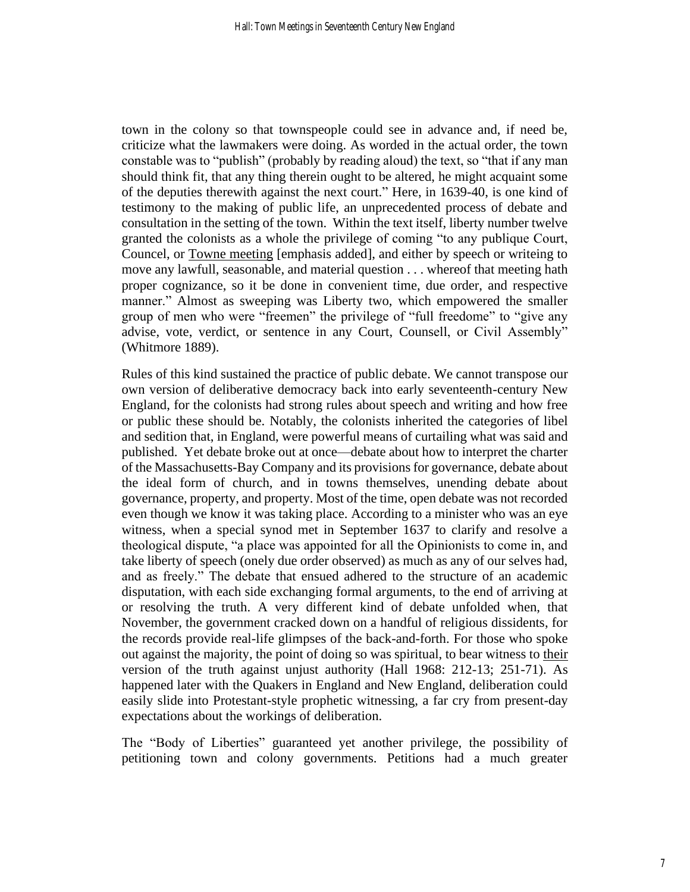town in the colony so that townspeople could see in advance and, if need be, criticize what the lawmakers were doing. As worded in the actual order, the town constable was to "publish" (probably by reading aloud) the text, so "that if any man should think fit, that any thing therein ought to be altered, he might acquaint some of the deputies therewith against the next court." Here, in 1639-40, is one kind of testimony to the making of public life, an unprecedented process of debate and consultation in the setting of the town. Within the text itself, liberty number twelve granted the colonists as a whole the privilege of coming "to any publique Court, Councel, or Towne meeting [emphasis added], and either by speech or writeing to move any lawfull, seasonable, and material question . . . whereof that meeting hath proper cognizance, so it be done in convenient time, due order, and respective manner." Almost as sweeping was Liberty two, which empowered the smaller group of men who were "freemen" the privilege of "full freedome" to "give any advise, vote, verdict, or sentence in any Court, Counsell, or Civil Assembly" (Whitmore 1889).

Rules of this kind sustained the practice of public debate. We cannot transpose our own version of deliberative democracy back into early seventeenth-century New England, for the colonists had strong rules about speech and writing and how free or public these should be. Notably, the colonists inherited the categories of libel and sedition that, in England, were powerful means of curtailing what was said and published. Yet debate broke out at once—debate about how to interpret the charter of the Massachusetts-Bay Company and its provisions for governance, debate about the ideal form of church, and in towns themselves, unending debate about governance, property, and property. Most of the time, open debate was not recorded even though we know it was taking place. According to a minister who was an eye witness, when a special synod met in September 1637 to clarify and resolve a theological dispute, "a place was appointed for all the Opinionists to come in, and take liberty of speech (onely due order observed) as much as any of our selves had, and as freely." The debate that ensued adhered to the structure of an academic disputation, with each side exchanging formal arguments, to the end of arriving at or resolving the truth. A very different kind of debate unfolded when, that November, the government cracked down on a handful of religious dissidents, for the records provide real-life glimpses of the back-and-forth. For those who spoke out against the majority, the point of doing so was spiritual, to bear witness to their version of the truth against unjust authority (Hall 1968: 212-13; 251-71). As happened later with the Quakers in England and New England, deliberation could easily slide into Protestant-style prophetic witnessing, a far cry from present-day expectations about the workings of deliberation.

The "Body of Liberties" guaranteed yet another privilege, the possibility of petitioning town and colony governments. Petitions had a much greater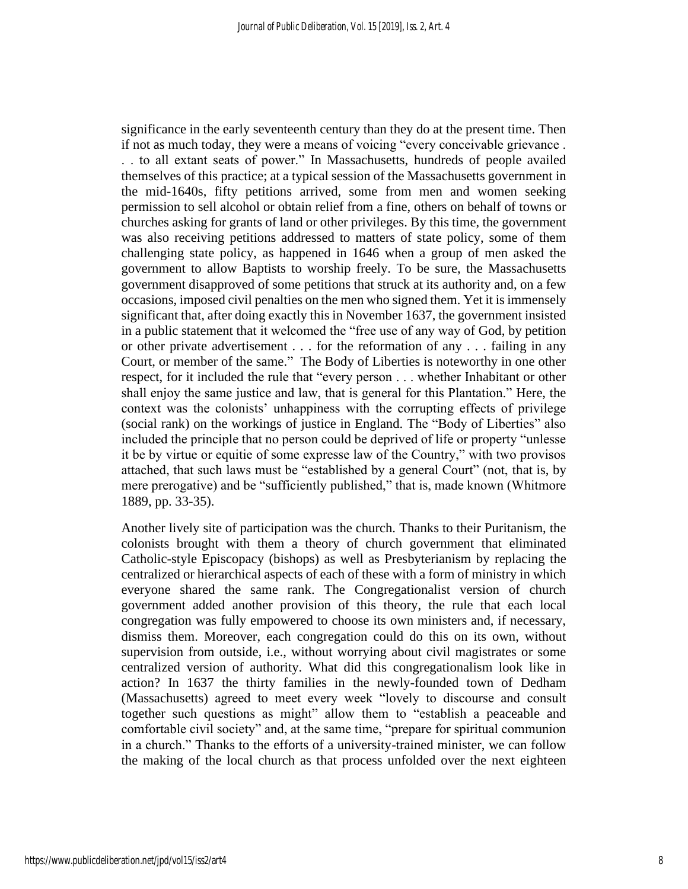significance in the early seventeenth century than they do at the present time. Then if not as much today, they were a means of voicing "every conceivable grievance . . . to all extant seats of power." In Massachusetts, hundreds of people availed themselves of this practice; at a typical session of the Massachusetts government in the mid-1640s, fifty petitions arrived, some from men and women seeking permission to sell alcohol or obtain relief from a fine, others on behalf of towns or churches asking for grants of land or other privileges. By this time, the government was also receiving petitions addressed to matters of state policy, some of them challenging state policy, as happened in 1646 when a group of men asked the government to allow Baptists to worship freely. To be sure, the Massachusetts government disapproved of some petitions that struck at its authority and, on a few occasions, imposed civil penalties on the men who signed them. Yet it is immensely significant that, after doing exactly this in November 1637, the government insisted in a public statement that it welcomed the "free use of any way of God, by petition or other private advertisement . . . for the reformation of any . . . failing in any Court, or member of the same." The Body of Liberties is noteworthy in one other respect, for it included the rule that "every person . . . whether Inhabitant or other shall enjoy the same justice and law, that is general for this Plantation." Here, the context was the colonists' unhappiness with the corrupting effects of privilege (social rank) on the workings of justice in England. The "Body of Liberties" also included the principle that no person could be deprived of life or property "unlesse it be by virtue or equitie of some expresse law of the Country," with two provisos attached, that such laws must be "established by a general Court" (not, that is, by mere prerogative) and be "sufficiently published," that is, made known (Whitmore 1889, pp. 33-35).

Another lively site of participation was the church. Thanks to their Puritanism, the colonists brought with them a theory of church government that eliminated Catholic-style Episcopacy (bishops) as well as Presbyterianism by replacing the centralized or hierarchical aspects of each of these with a form of ministry in which everyone shared the same rank. The Congregationalist version of church government added another provision of this theory, the rule that each local congregation was fully empowered to choose its own ministers and, if necessary, dismiss them. Moreover, each congregation could do this on its own, without supervision from outside, i.e., without worrying about civil magistrates or some centralized version of authority. What did this congregationalism look like in action? In 1637 the thirty families in the newly-founded town of Dedham (Massachusetts) agreed to meet every week "lovely to discourse and consult together such questions as might" allow them to "establish a peaceable and comfortable civil society" and, at the same time, "prepare for spiritual communion in a church." Thanks to the efforts of a university-trained minister, we can follow the making of the local church as that process unfolded over the next eighteen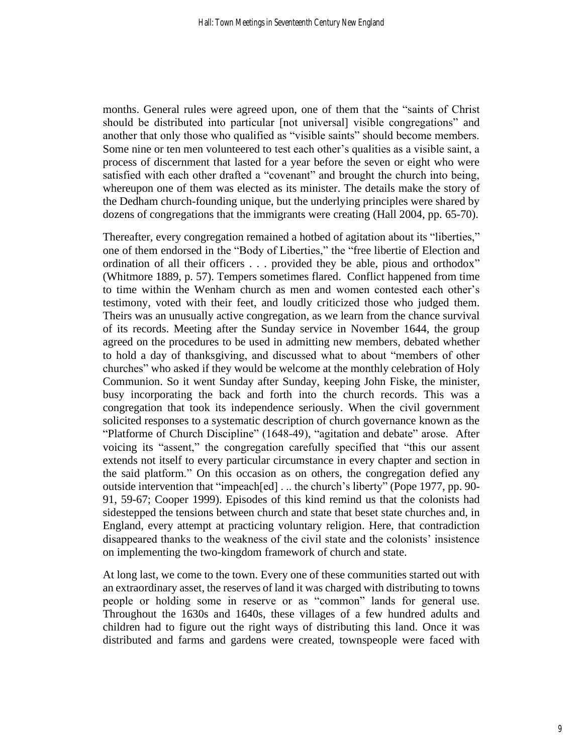months. General rules were agreed upon, one of them that the "saints of Christ should be distributed into particular [not universal] visible congregations" and another that only those who qualified as "visible saints" should become members. Some nine or ten men volunteered to test each other's qualities as a visible saint, a process of discernment that lasted for a year before the seven or eight who were satisfied with each other drafted a "covenant" and brought the church into being, whereupon one of them was elected as its minister. The details make the story of the Dedham church-founding unique, but the underlying principles were shared by dozens of congregations that the immigrants were creating (Hall 2004, pp. 65-70).

Thereafter, every congregation remained a hotbed of agitation about its "liberties," one of them endorsed in the "Body of Liberties," the "free libertie of Election and ordination of all their officers . . . provided they be able, pious and orthodox" (Whitmore 1889, p. 57). Tempers sometimes flared. Conflict happened from time to time within the Wenham church as men and women contested each other's testimony, voted with their feet, and loudly criticized those who judged them. Theirs was an unusually active congregation, as we learn from the chance survival of its records. Meeting after the Sunday service in November 1644, the group agreed on the procedures to be used in admitting new members, debated whether to hold a day of thanksgiving, and discussed what to about "members of other churches" who asked if they would be welcome at the monthly celebration of Holy Communion. So it went Sunday after Sunday, keeping John Fiske, the minister, busy incorporating the back and forth into the church records. This was a congregation that took its independence seriously. When the civil government solicited responses to a systematic description of church governance known as the "Platforme of Church Discipline" (1648-49), "agitation and debate" arose. After voicing its "assent," the congregation carefully specified that "this our assent extends not itself to every particular circumstance in every chapter and section in the said platform." On this occasion as on others, the congregation defied any outside intervention that "impeach[ed] . .. the church's liberty" (Pope 1977, pp. 90-91, 59-67; Cooper 1999). Episodes of this kind remind us that the colonists had sidestepped the tensions between church and state that beset state churches and, in England, every attempt at practicing voluntary religion. Here, that contradiction disappeared thanks to the weakness of the civil state and the colonists' insistence on implementing the two-kingdom framework of church and state.

At long last, we come to the town. Every one of these communities started out with an extraordinary asset, the reserves of land it was charged with distributing to towns people or holding some in reserve or as "common" lands for general use. Throughout the 1630s and 1640s, these villages of a few hundred adults and children had to figure out the right ways of distributing this land. Once it was distributed and farms and gardens were created, townspeople were faced with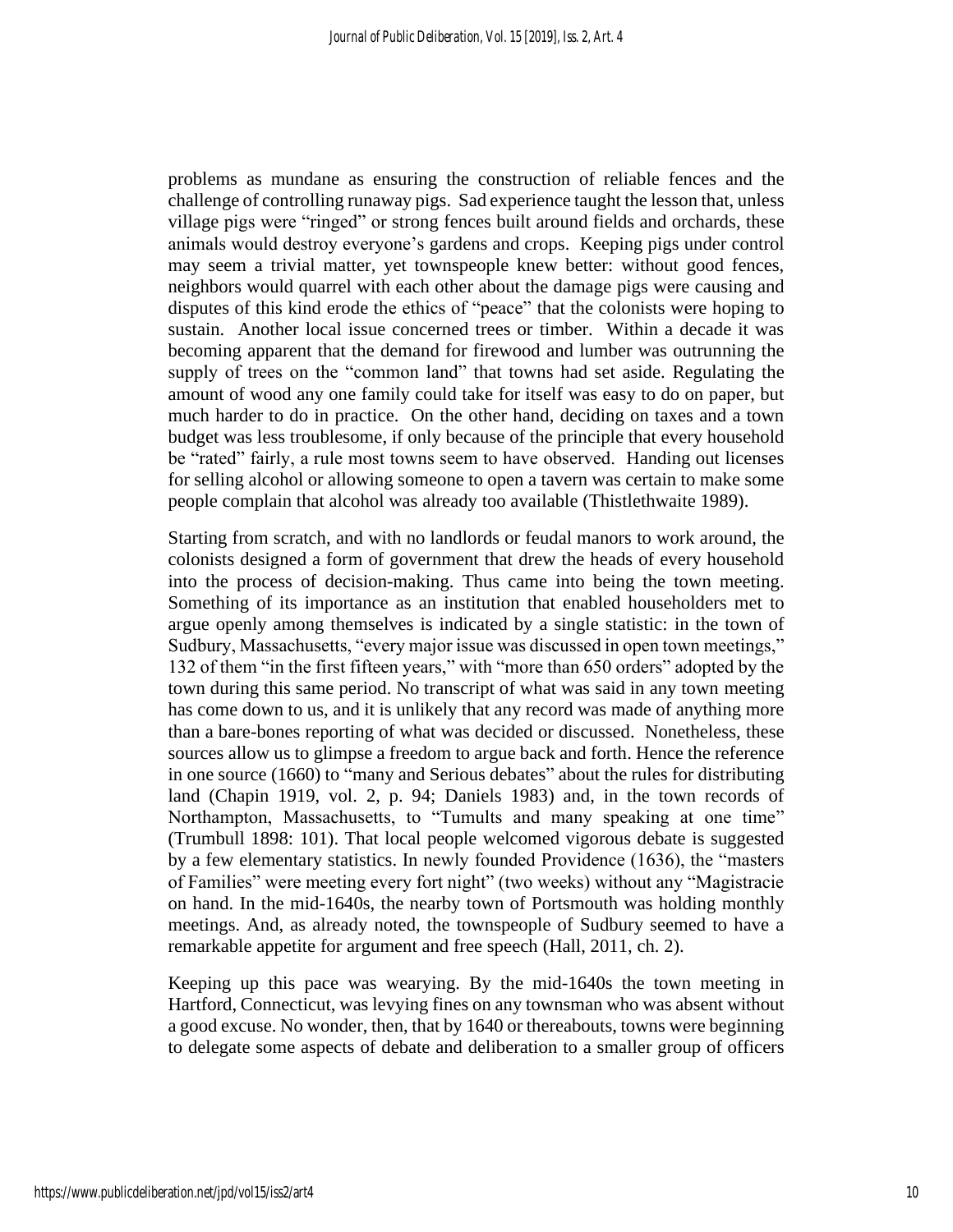problems as mundane as ensuring the construction of reliable fences and the challenge of controlling runaway pigs. Sad experience taught the lesson that, unless village pigs were "ringed" or strong fences built around fields and orchards, these animals would destroy everyone's gardens and crops. Keeping pigs under control may seem a trivial matter, yet townspeople knew better: without good fences, neighbors would quarrel with each other about the damage pigs were causing and disputes of this kind erode the ethics of "peace" that the colonists were hoping to sustain. Another local issue concerned trees or timber. Within a decade it was becoming apparent that the demand for firewood and lumber was outrunning the supply of trees on the "common land" that towns had set aside. Regulating the amount of wood any one family could take for itself was easy to do on paper, but much harder to do in practice. On the other hand, deciding on taxes and a town budget was less troublesome, if only because of the principle that every household be "rated" fairly, a rule most towns seem to have observed. Handing out licenses for selling alcohol or allowing someone to open a tavern was certain to make some people complain that alcohol was already too available (Thistlethwaite 1989).

Starting from scratch, and with no landlords or feudal manors to work around, the colonists designed a form of government that drew the heads of every household into the process of decision-making. Thus came into being the town meeting. Something of its importance as an institution that enabled householders met to argue openly among themselves is indicated by a single statistic: in the town of Sudbury, Massachusetts, "every major issue was discussed in open town meetings," 132 of them "in the first fifteen years," with "more than 650 orders" adopted by the town during this same period. No transcript of what was said in any town meeting has come down to us, and it is unlikely that any record was made of anything more than a bare-bones reporting of what was decided or discussed. Nonetheless, these sources allow us to glimpse a freedom to argue back and forth. Hence the reference in one source (1660) to "many and Serious debates" about the rules for distributing land (Chapin 1919, vol. 2, p. 94; Daniels 1983) and, in the town records of Northampton, Massachusetts, to "Tumults and many speaking at one time" (Trumbull 1898: 101). That local people welcomed vigorous debate is suggested by a few elementary statistics. In newly founded Providence (1636), the "masters of Families" were meeting every fort night" (two weeks) without any "Magistracie on hand. In the mid-1640s, the nearby town of Portsmouth was holding monthly meetings. And, as already noted, the townspeople of Sudbury seemed to have a remarkable appetite for argument and free speech (Hall, 2011, ch. 2).

Keeping up this pace was wearying. By the mid-1640s the town meeting in Hartford, Connecticut, was levying fines on any townsman who was absent without a good excuse. No wonder, then, that by 1640 or thereabouts, towns were beginning to delegate some aspects of debate and deliberation to a smaller group of officers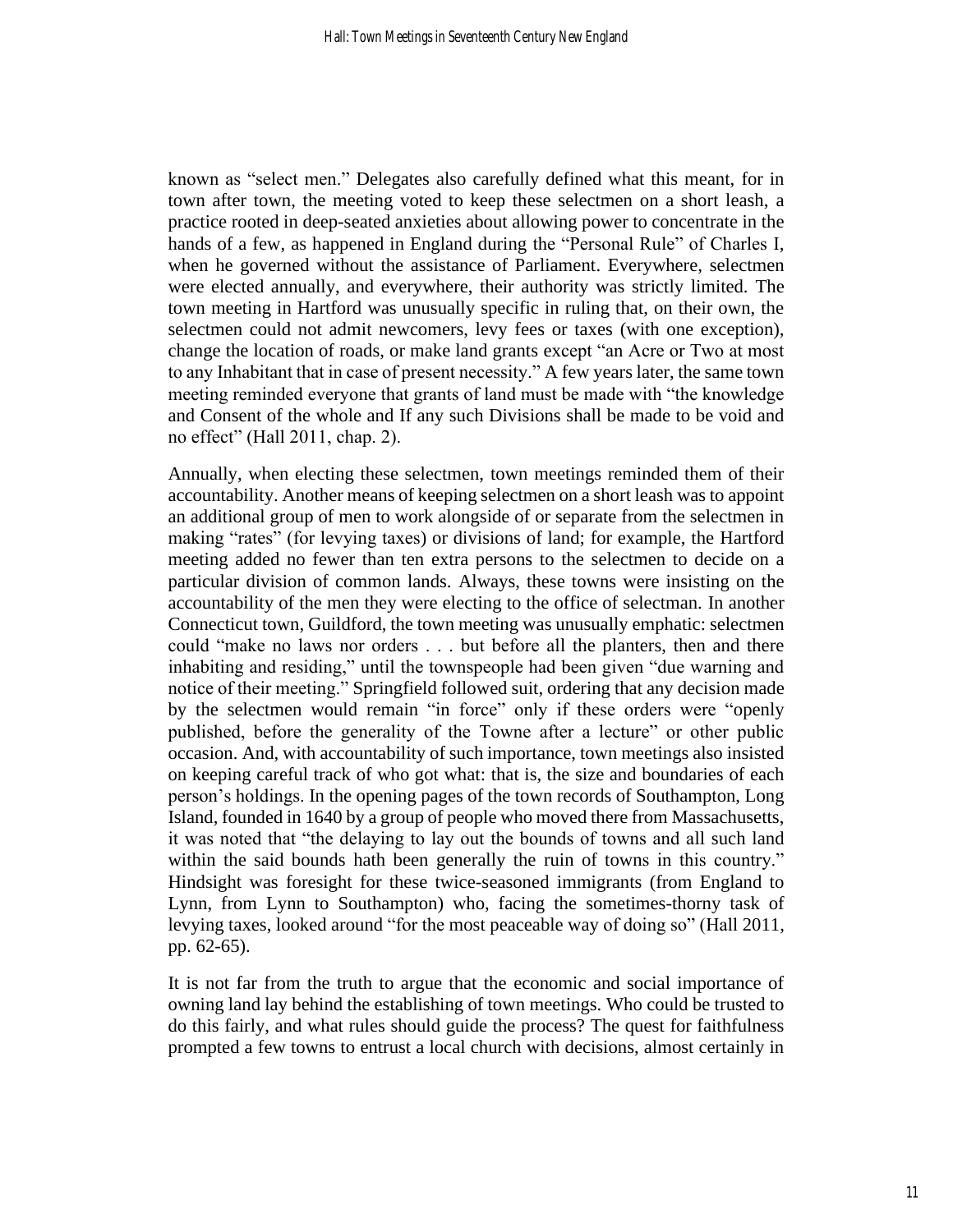known as "select men." Delegates also carefully defined what this meant, for in town after town, the meeting voted to keep these selectmen on a short leash, a practice rooted in deep-seated anxieties about allowing power to concentrate in the hands of a few, as happened in England during the "Personal Rule" of Charles I, when he governed without the assistance of Parliament. Everywhere, selectmen were elected annually, and everywhere, their authority was strictly limited. The town meeting in Hartford was unusually specific in ruling that, on their own, the selectmen could not admit newcomers, levy fees or taxes (with one exception), change the location of roads, or make land grants except "an Acre or Two at most to any Inhabitant that in case of present necessity." A few years later, the same town meeting reminded everyone that grants of land must be made with "the knowledge and Consent of the whole and If any such Divisions shall be made to be void and no effect" (Hall 2011, chap. 2).

Annually, when electing these selectmen, town meetings reminded them of their accountability. Another means of keeping selectmen on a short leash was to appoint an additional group of men to work alongside of or separate from the selectmen in making "rates" (for levying taxes) or divisions of land; for example, the Hartford meeting added no fewer than ten extra persons to the selectmen to decide on a particular division of common lands. Always, these towns were insisting on the accountability of the men they were electing to the office of selectman. In another Connecticut town, Guildford, the town meeting was unusually emphatic: selectmen could "make no laws nor orders . . . but before all the planters, then and there inhabiting and residing," until the townspeople had been given "due warning and notice of their meeting." Springfield followed suit, ordering that any decision made by the selectmen would remain "in force" only if these orders were "openly published, before the generality of the Towne after a lecture" or other public occasion. And, with accountability of such importance, town meetings also insisted on keeping careful track of who got what: that is, the size and boundaries of each person's holdings. In the opening pages of the town records of Southampton, Long Island, founded in 1640 by a group of people who moved there from Massachusetts, it was noted that "the delaying to lay out the bounds of towns and all such land within the said bounds hath been generally the ruin of towns in this country." Hindsight was foresight for these twice-seasoned immigrants (from England to Lynn, from Lynn to Southampton) who, facing the sometimes-thorny task of levying taxes, looked around "for the most peaceable way of doing so" (Hall 2011, pp. 62-65).

It is not far from the truth to argue that the economic and social importance of owning land lay behind the establishing of town meetings. Who could be trusted to do this fairly, and what rules should guide the process? The quest for faithfulness prompted a few towns to entrust a local church with decisions, almost certainly in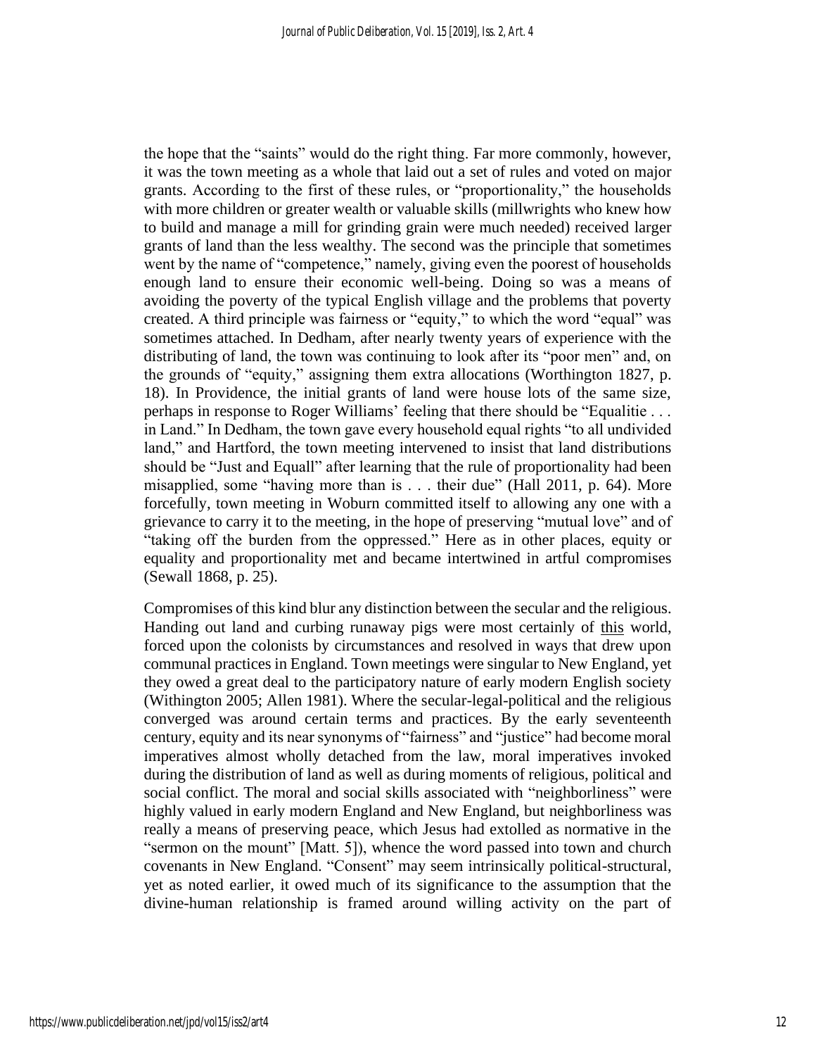the hope that the "saints" would do the right thing. Far more commonly, however, it was the town meeting as a whole that laid out a set of rules and voted on major grants. According to the first of these rules, or "proportionality," the households with more children or greater wealth or valuable skills (millwrights who knew how to build and manage a mill for grinding grain were much needed) received larger grants of land than the less wealthy. The second was the principle that sometimes went by the name of "competence," namely, giving even the poorest of households enough land to ensure their economic well-being. Doing so was a means of avoiding the poverty of the typical English village and the problems that poverty created. A third principle was fairness or "equity," to which the word "equal" was sometimes attached. In Dedham, after nearly twenty years of experience with the distributing of land, the town was continuing to look after its "poor men" and, on the grounds of "equity," assigning them extra allocations (Worthington 1827, p. 18). In Providence, the initial grants of land were house lots of the same size, perhaps in response to Roger Williams' feeling that there should be "Equalitie . . . in Land." In Dedham, the town gave every household equal rights "to all undivided land," and Hartford, the town meeting intervened to insist that land distributions should be "Just and Equall" after learning that the rule of proportionality had been misapplied, some "having more than is . . . their due" (Hall 2011, p. 64). More forcefully, town meeting in Woburn committed itself to allowing any one with a grievance to carry it to the meeting, in the hope of preserving "mutual love" and of "taking off the burden from the oppressed." Here as in other places, equity or equality and proportionality met and became intertwined in artful compromises (Sewall 1868, p. 25).

Compromises of this kind blur any distinction between the secular and the religious. Handing out land and curbing runaway pigs were most certainly of this world, forced upon the colonists by circumstances and resolved in ways that drew upon communal practices in England. Town meetings were singular to New England, yet they owed a great deal to the participatory nature of early modern English society (Withington 2005; Allen 1981). Where the secular-legal-political and the religious converged was around certain terms and practices. By the early seventeenth century, equity and its near synonyms of "fairness" and "justice" had become moral imperatives almost wholly detached from the law, moral imperatives invoked during the distribution of land as well as during moments of religious, political and social conflict. The moral and social skills associated with "neighborliness" were highly valued in early modern England and New England, but neighborliness was really a means of preserving peace, which Jesus had extolled as normative in the "sermon on the mount" [Matt. 5]), whence the word passed into town and church covenants in New England. "Consent" may seem intrinsically political-structural, yet as noted earlier, it owed much of its significance to the assumption that the divine-human relationship is framed around willing activity on the part of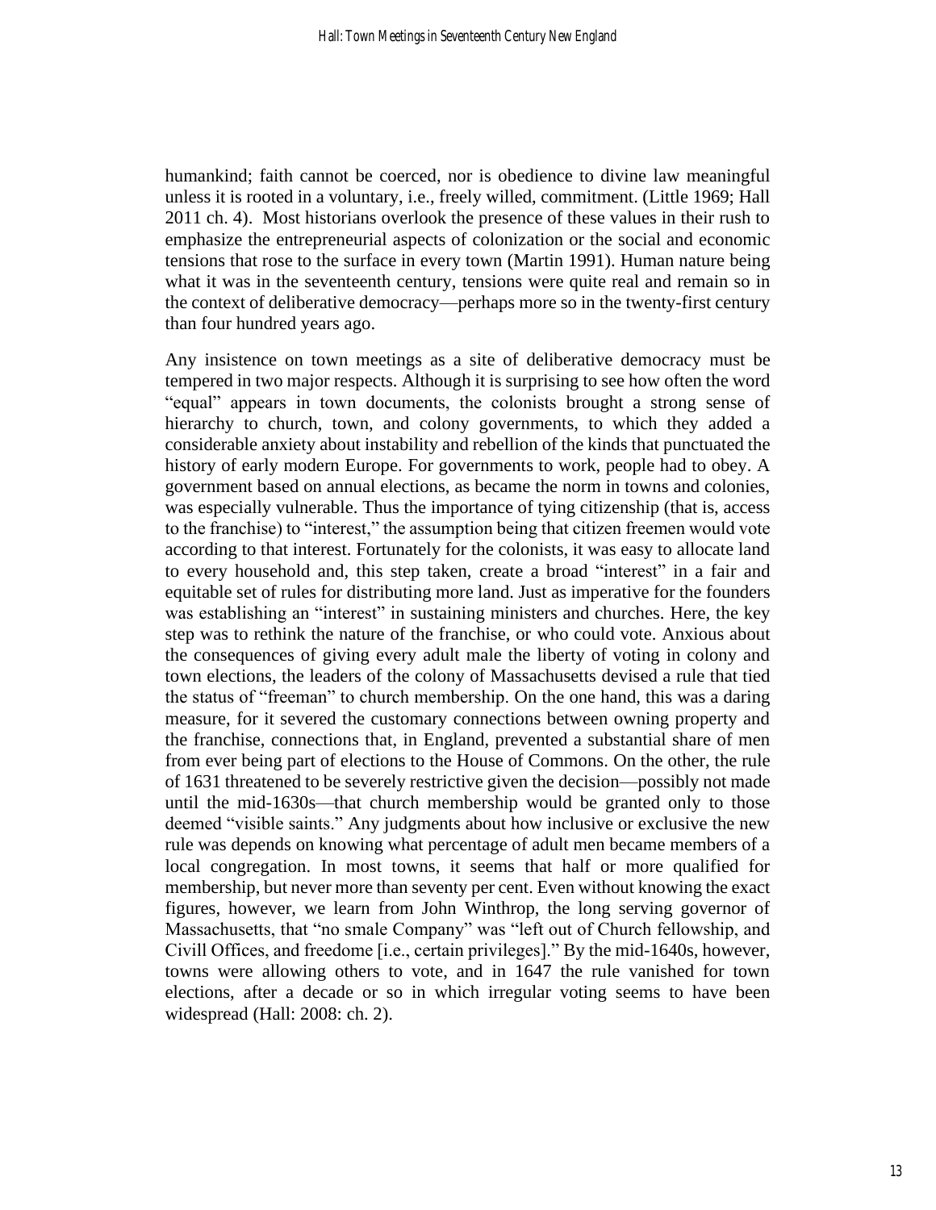humankind; faith cannot be coerced, nor is obedience to divine law meaningful unless it is rooted in a voluntary, i.e., freely willed, commitment. (Little 1969; Hall 2011 ch. 4). Most historians overlook the presence of these values in their rush to emphasize the entrepreneurial aspects of colonization or the social and economic tensions that rose to the surface in every town (Martin 1991). Human nature being what it was in the seventeenth century, tensions were quite real and remain so in the context of deliberative democracy—perhaps more so in the twenty-first century than four hundred years ago.

Any insistence on town meetings as a site of deliberative democracy must be tempered in two major respects. Although it is surprising to see how often the word "equal" appears in town documents, the colonists brought a strong sense of hierarchy to church, town, and colony governments, to which they added a considerable anxiety about instability and rebellion of the kinds that punctuated the history of early modern Europe. For governments to work, people had to obey. A government based on annual elections, as became the norm in towns and colonies, was especially vulnerable. Thus the importance of tying citizenship (that is, access to the franchise) to "interest," the assumption being that citizen freemen would vote according to that interest. Fortunately for the colonists, it was easy to allocate land to every household and, this step taken, create a broad "interest" in a fair and equitable set of rules for distributing more land. Just as imperative for the founders was establishing an "interest" in sustaining ministers and churches. Here, the key step was to rethink the nature of the franchise, or who could vote. Anxious about the consequences of giving every adult male the liberty of voting in colony and town elections, the leaders of the colony of Massachusetts devised a rule that tied the status of "freeman" to church membership. On the one hand, this was a daring measure, for it severed the customary connections between owning property and the franchise, connections that, in England, prevented a substantial share of men from ever being part of elections to the House of Commons. On the other, the rule of 1631 threatened to be severely restrictive given the decision—possibly not made until the mid-1630s—that church membership would be granted only to those deemed "visible saints." Any judgments about how inclusive or exclusive the new rule was depends on knowing what percentage of adult men became members of a local congregation. In most towns, it seems that half or more qualified for membership, but never more than seventy per cent. Even without knowing the exact figures, however, we learn from John Winthrop, the long serving governor of Massachusetts, that "no smale Company" was "left out of Church fellowship, and Civill Offices, and freedome [i.e., certain privileges]." By the mid-1640s, however, towns were allowing others to vote, and in 1647 the rule vanished for town elections, after a decade or so in which irregular voting seems to have been widespread (Hall: 2008: ch. 2).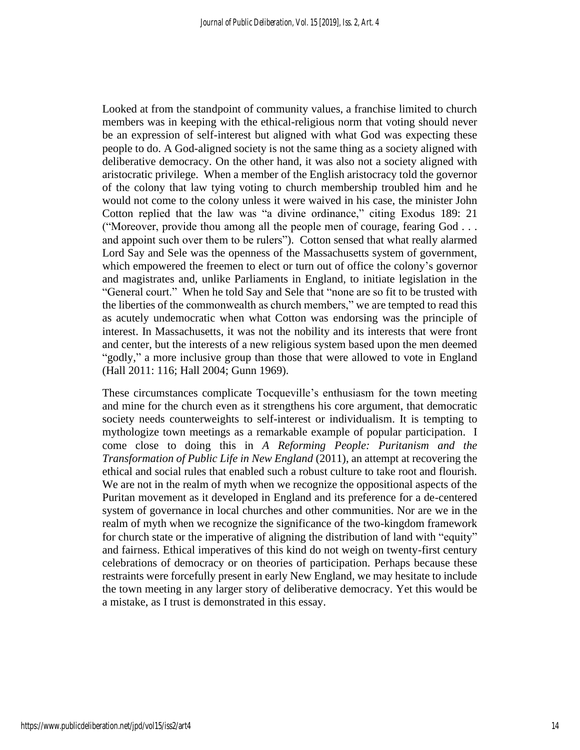Looked at from the standpoint of community values, a franchise limited to church members was in keeping with the ethical-religious norm that voting should never be an expression of self-interest but aligned with what God was expecting these people to do. A God-aligned society is not the same thing as a society aligned with deliberative democracy. On the other hand, it was also not a society aligned with aristocratic privilege. When a member of the English aristocracy told the governor of the colony that law tying voting to church membership troubled him and he would not come to the colony unless it were waived in his case, the minister John Cotton replied that the law was "a divine ordinance," citing Exodus 189: 21 ("Moreover, provide thou among all the people men of courage, fearing God . . . and appoint such over them to be rulers"). Cotton sensed that what really alarmed Lord Say and Sele was the openness of the Massachusetts system of government, which empowered the freemen to elect or turn out of office the colony's governor and magistrates and, unlike Parliaments in England, to initiate legislation in the "General court." When he told Say and Sele that "none are so fit to be trusted with the liberties of the commonwealth as church members," we are tempted to read this as acutely undemocratic when what Cotton was endorsing was the principle of interest. In Massachusetts, it was not the nobility and its interests that were front and center, but the interests of a new religious system based upon the men deemed "godly," a more inclusive group than those that were allowed to vote in England (Hall 2011: 116; Hall 2004; Gunn 1969).

These circumstances complicate Tocqueville's enthusiasm for the town meeting and mine for the church even as it strengthens his core argument, that democratic society needs counterweights to self-interest or individualism. It is tempting to mythologize town meetings as a remarkable example of popular participation. I come close to doing this in *A Reforming People: Puritanism and the Transformation of Public Life in New England* (2011), an attempt at recovering the ethical and social rules that enabled such a robust culture to take root and flourish. We are not in the realm of myth when we recognize the oppositional aspects of the Puritan movement as it developed in England and its preference for a de-centered system of governance in local churches and other communities. Nor are we in the realm of myth when we recognize the significance of the two-kingdom framework for church state or the imperative of aligning the distribution of land with "equity" and fairness. Ethical imperatives of this kind do not weigh on twenty-first century celebrations of democracy or on theories of participation. Perhaps because these restraints were forcefully present in early New England, we may hesitate to include the town meeting in any larger story of deliberative democracy. Yet this would be a mistake, as I trust is demonstrated in this essay.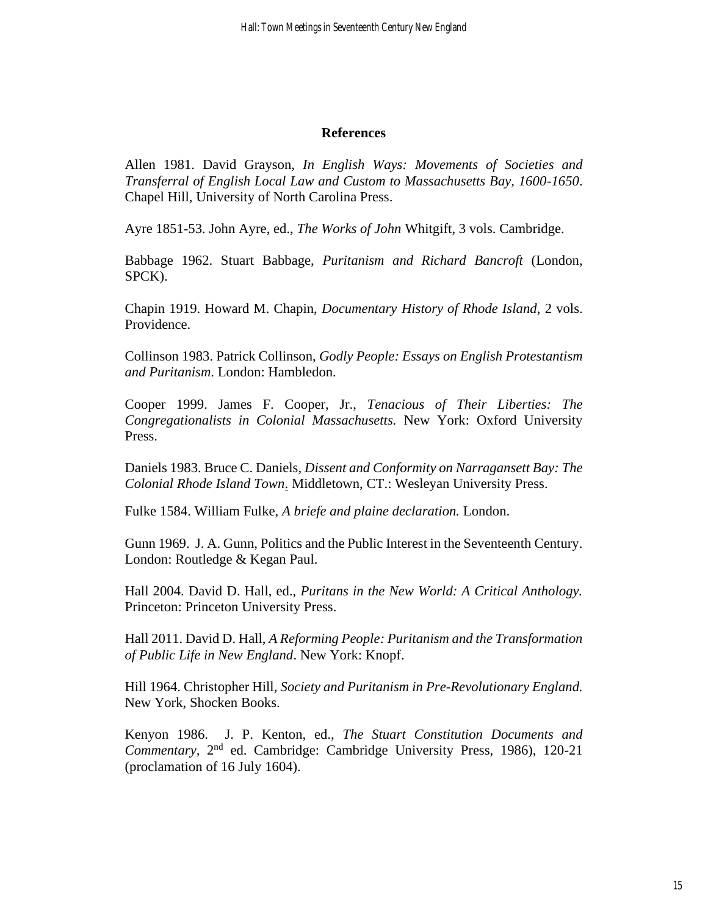## References

Allen 1981. David Grayson, *In English Ways: Movements of Societies and Transferral of English Local Law and Custom to Massachusetts Bay, 1600-1650*. Chapel Hill, University of North Carolina Press.

Ayre 1851-53. John Ayre, ed., *The Works of John* Whitgift, 3 vols. Cambridge.

Babbage 1962. Stuart Babbage, *Puritanism and Richard Bancroft* (London, SPCK).

Chapin 1919. Howard M. Chapin, *Documentary History of Rhode Island*, 2 vols. Providence.

Collinson 1983. Patrick Collinson, *Godly People: Essays on English Protestantism and Puritanism*. London: Hambledon.

Cooper 1999. James F. Cooper, Jr., *Tenacious of Their Liberties: The Congregationalists in Colonial Massachusetts.* New York: Oxford University Press.

Daniels 1983. Bruce C. Daniels, *Dissent and Conformity on Narragansett Bay: The Colonial Rhode Island Town*. Middletown, CT.: Wesleyan University Press.

Fulke 1584. William Fulke, *A briefe and plaine declaration.* London.

Gunn 1969. J. A. Gunn, Politics and the Public Interest in the Seventeenth Century. London: Routledge & Kegan Paul.

Hall 2004. David D. Hall, ed., *Puritans in the New World: A Critical Anthology.* Princeton: Princeton University Press.

Hall 2011. David D. Hall, *A Reforming People: Puritanism and the Transformation of Public Life in New England*. New York: Knopf.

Hill 1964. Christopher Hill, *Society and Puritanism in Pre-Revolutionary England.* New York, Shocken Books.

Kenyon 1986. J. P. Kenton, ed., *The Stuart Constitution Documents and Commentary*, 2nd ed. Cambridge: Cambridge University Press, 1986), 120-21 (proclamation of 16 July 1604).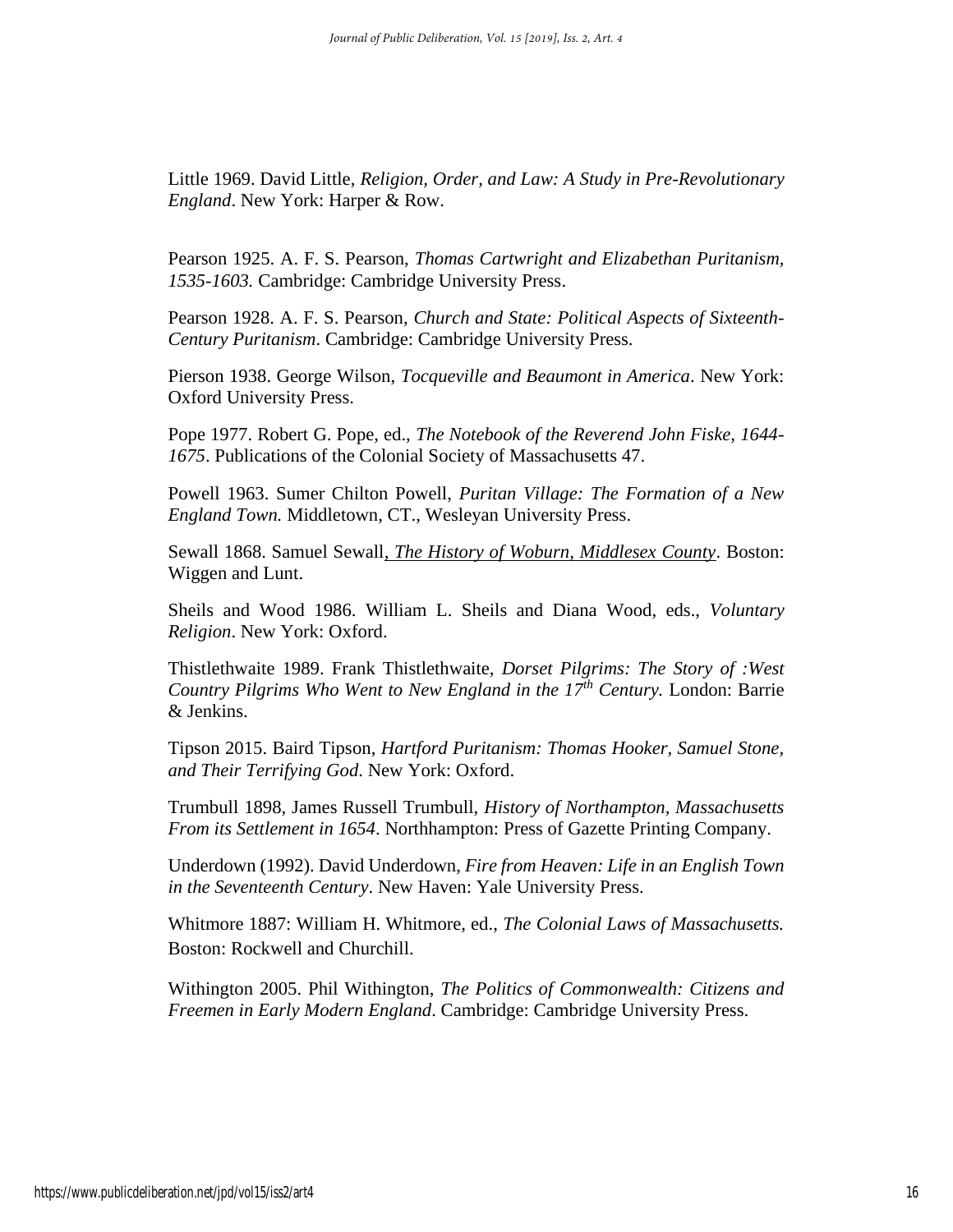Little 1969. David Little, *Religion, Order, and Law: A Study in Pre-Revolutionary England*. New York: Harper & Row.

Pearson 1925. A. F. S. Pearson, *Thomas Cartwright and Elizabethan Puritanism, 1535-1603.* Cambridge: Cambridge University Press.

Pearson 1928. A. F. S. Pearson, *Church and State: Political Aspects of Sixteenth-Century Puritanism*. Cambridge: Cambridge University Press.

Pierson 1938. George Wilson, *Tocqueville and Beaumont in America*. New York: Oxford University Press.

Pope 1977. Robert G. Pope, ed., *The Notebook of the Reverend John Fiske, 1644-1675*. Publications of the Colonial Society of Massachusetts 47.

Powell 1963. Sumer Chilton Powell, *Puritan Village: The Formation of a New England Town.* Middletown, CT., Wesleyan University Press.

Sewall 1868. Samuel Sewall, *The History of Woburn, Middlesex County*. Boston: Wiggen and Lunt.

Sheils and Wood 1986. William L. Sheils and Diana Wood, eds., *Voluntary Religion*. New York: Oxford.

Thistlethwaite 1989. Frank Thistlethwaite, *Dorset Pilgrims: The Story of :West Country Pilgrims Who Went to New England in the 17th Century.* London: Barrie & Jenkins.

Tipson 2015. Baird Tipson, *Hartford Puritanism: Thomas Hooker, Samuel Stone, and Their Terrifying God*. New York: Oxford.

Trumbull 1898, James Russell Trumbull, *History of Northampton, Massachusetts From its Settlement in 1654*. Northhampton: Press of Gazette Printing Company.

Underdown (1992). David Underdown, *Fire from Heaven: Life in an English Town in the Seventeenth Century*. New Haven: Yale University Press.

Whitmore 1887: William H. Whitmore, ed., *The Colonial Laws of Massachusetts.* Boston: Rockwell and Churchill.

Withington 2005. Phil Withington, *The Politics of Commonwealth: Citizens and Freemen in Early Modern England*. Cambridge: Cambridge University Press.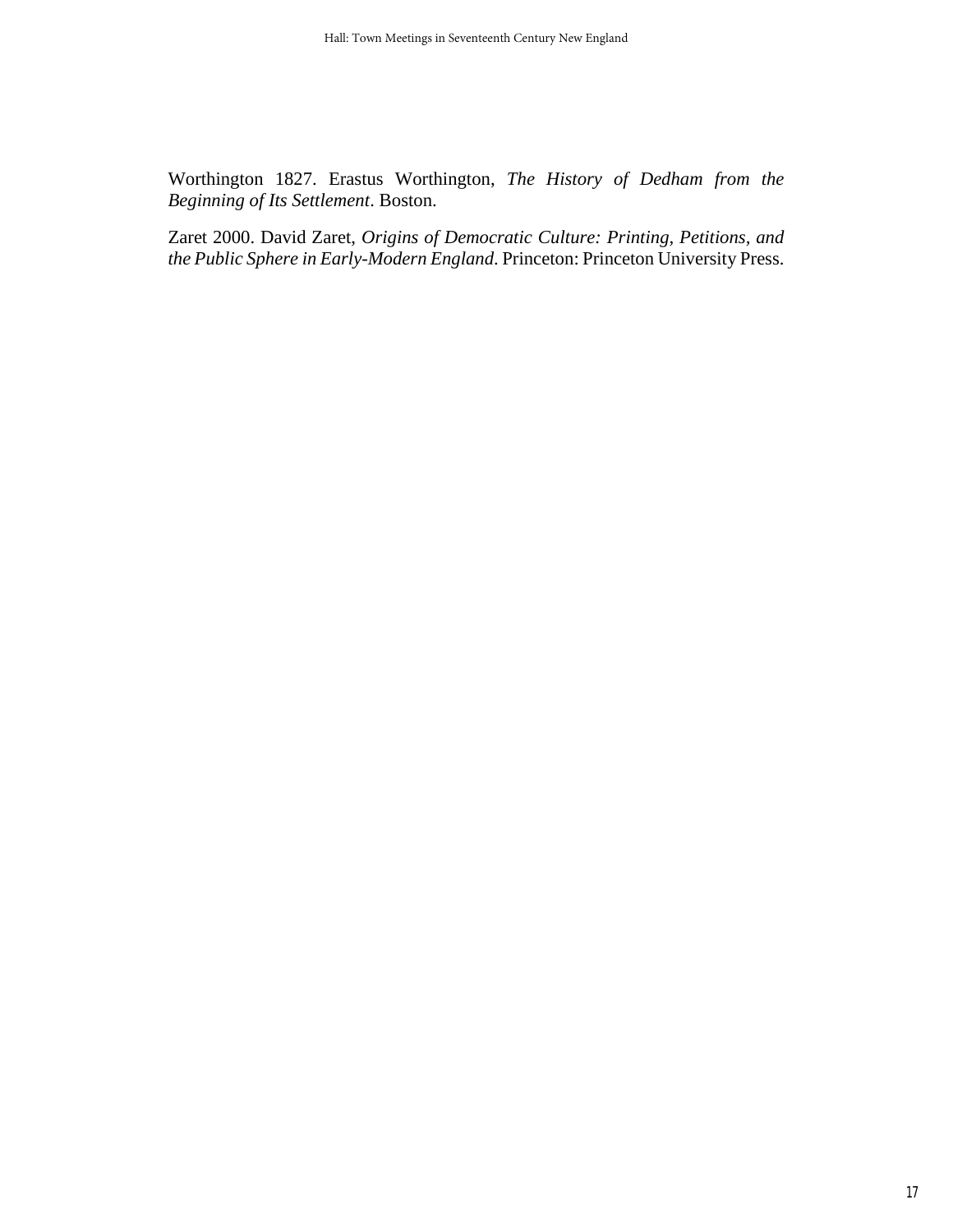Worthington 1827. Erastus Worthington, *The History of Dedham from the Beginning of Its Settlement*. Boston.

Zaret 2000. David Zaret, *Origins of Democratic Culture: Printing, Petitions, and the Public Sphere in Early-Modern England*. Princeton: Princeton University Press.